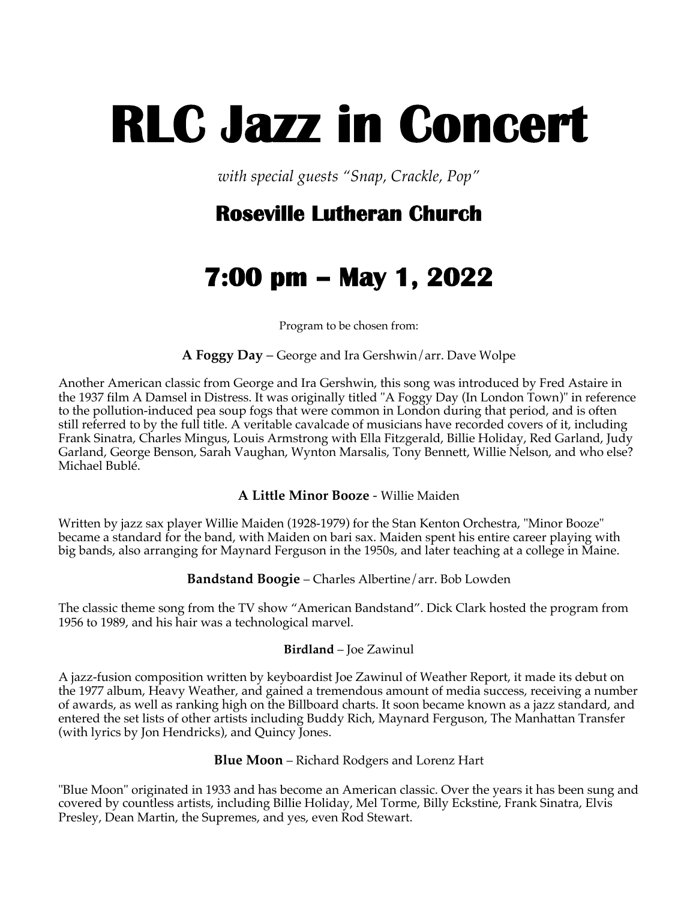# RLC Jazz in Concert

*with special guests "Snap, Crackle, Pop"*

## Roseville Lutheran Church

## 7:00 pm – May 1, 2022

Program to be chosen from:

**A Foggy Day** – George and Ira Gershwin/arr. Dave Wolpe

Another American classic from George and Ira Gershwin, this song was introduced by Fred Astaire in the 1937 film A Damsel in Distress. It was originally titled "A Foggy Day (In London Town)" in reference to the pollution-induced pea soup fogs that were common in London during that period, and is often still referred to by the full title. A veritable cavalcade of musicians have recorded covers of it, including Frank Sinatra, Charles Mingus, Louis Armstrong with Ella Fitzgerald, Billie Holiday, Red Garland, Judy Garland, George Benson, Sarah Vaughan, Wynton Marsalis, Tony Bennett, Willie Nelson, and who else? Michael Bublé.

**A Little Minor Booze** - Willie Maiden

Written by jazz sax player Willie Maiden (1928-1979) for the Stan Kenton Orchestra, "Minor Booze" became a standard for the band, with Maiden on bari sax. Maiden spent his entire career playing with big bands, also arranging for Maynard Ferguson in the 1950s, and later teaching at a college in Maine.

**Bandstand Boogie** – Charles Albertine/arr. Bob Lowden

The classic theme song from the TV show "American Bandstand". Dick Clark hosted the program from 1956 to 1989, and his hair was a technological marvel.

**Birdland** – Joe Zawinul

A jazz-fusion composition written by keyboardist Joe Zawinul of Weather Report, it made its debut on the 1977 album, Heavy Weather, and gained a tremendous amount of media success, receiving a number of awards, as well as ranking high on the Billboard charts. It soon became known as a jazz standard, and entered the set lists of other artists including Buddy Rich, Maynard Ferguson, The Manhattan Transfer (with lyrics by Jon Hendricks), and Quincy Jones.

**Blue Moon** – Richard Rodgers and Lorenz Hart

"Blue Moon" originated in 1933 and has become an American classic. Over the years it has been sung and covered by countless artists, including Billie Holiday, Mel Torme, Billy Eckstine, Frank Sinatra, Elvis Presley, Dean Martin, the Supremes, and yes, even Rod Stewart.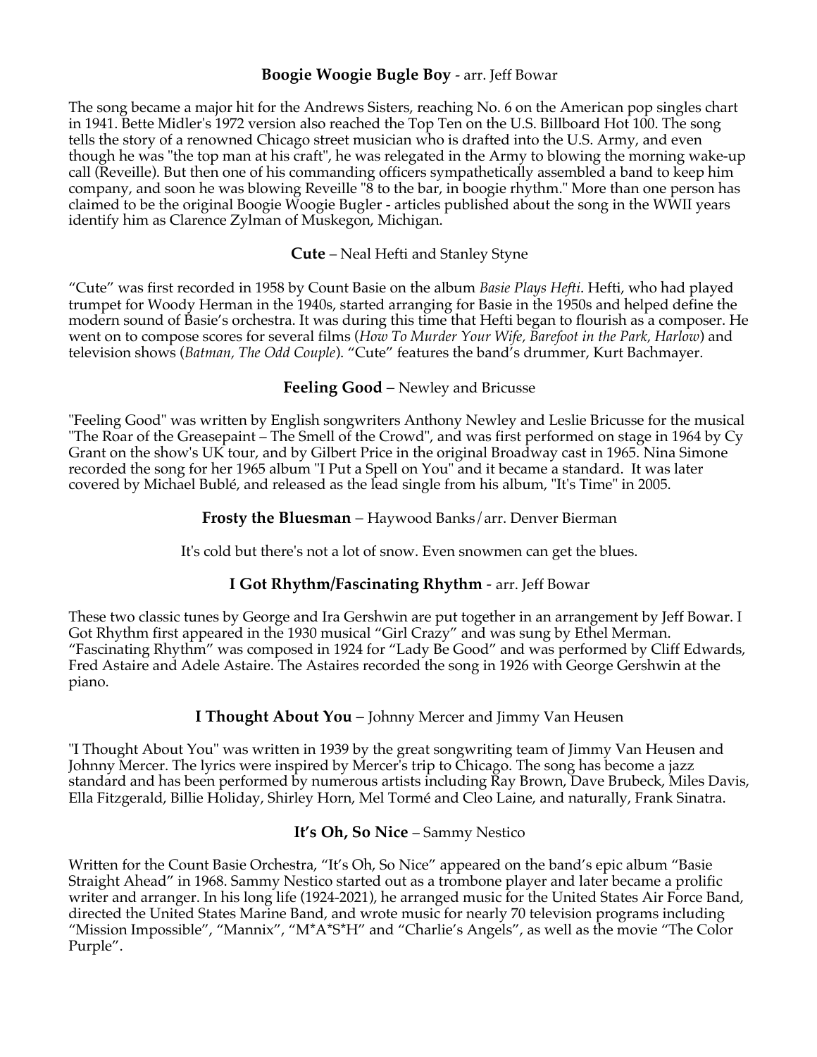**Boogie Woogie Bugle Boy** - arr. Jeff Bowar

The song became a major hit for the Andrews Sisters, reaching No. 6 on the American pop singles chart in 1941. Bette Midler's 1972 version also reached the Top Ten on the U.S. Billboard Hot 100. The song tells the story of a renowned Chicago street musician who is drafted into the U.S. Army, and even though he was "the top man at his craft", he was relegated in the Army to blowing the morning wake-up call (Reveille). But then one of his commanding officers sympathetically assembled a band to keep him company, and soon he was blowing Reveille "8 to the bar, in boogie rhythm." More than one person has claimed to be the original Boogie Woogie Bugler - articles published about the song in the WWII years identify him as Clarence Zylman of Muskegon, Michigan.

**Cute** – Neal Hefti and Stanley Styne

"Cute" was first recorded in 1958 by Count Basie on the album *Basie Plays Hefti*. Hefti, who had played trumpet for Woody Herman in the 1940s, started arranging for Basie in the 1950s and helped define the modern sound of Basie's orchestra. It was during this time that Hefti began to flourish as a composer. He went on to compose scores for several films (*How To Murder Your Wife, Barefoot in the Park, Harlow*) and television shows (*Batman, The Odd Couple*). "Cute" features the band's drummer, Kurt Bachmayer.

**Feeling Good** – Newley and Bricusse

"Feeling Good" was written by English songwriters Anthony Newley and Leslie Bricusse for the musical "The Roar of the Greasepaint – The Smell of the Crowd", and was first performed on stage in 1964 by Cy Grant on the show's UK tour, and by Gilbert Price in the original Broadway cast in 1965. Nina Simone recorded the song for her 1965 album "I Put a Spell on You" and it became a standard. It was later covered by Michael Bublé, and released as the lead single from his album, "It's Time" in 2005.

**Frosty the Bluesman** – Haywood Banks/arr. Denver Bierman

It's cold but there's not a lot of snow. Even snowmen can get the blues.

**I Got Rhythm/Fascinating Rhythm** - arr. Jeff Bowar

These two classic tunes by George and Ira Gershwin are put together in an arrangement by Jeff Bowar. I Got Rhythm first appeared in the 1930 musical "Girl Crazy" and was sung by Ethel Merman. "Fascinating Rhythm" was composed in 1924 for "Lady Be Good" and was performed by Cliff Edwards, Fred Astaire and Adele Astaire. The Astaires recorded the song in 1926 with George Gershwin at the piano.

**I Thought About You** – Johnny Mercer and Jimmy Van Heusen

"I Thought About You" was written in 1939 by the great songwriting team of Jimmy Van Heusen and Johnny Mercer. The lyrics were inspired by Mercer's trip to Chicago. The song has become a jazz standard and has been performed by numerous artists including Ray Brown, Dave Brubeck, Miles Davis, Ella Fitzgerald, Billie Holiday, Shirley Horn, Mel Tormé and Cleo Laine, and naturally, Frank Sinatra.

**It's Oh, So Nice** – Sammy Nestico

Written for the Count Basie Orchestra, "It's Oh, So Nice" appeared on the band's epic album "Basie Straight Ahead" in 1968. Sammy Nestico started out as a trombone player and later became a prolific writer and arranger. In his long life (1924-2021), he arranged music for the United States Air Force Band, directed the United States Marine Band, and wrote music for nearly 70 television programs including "Mission Impossible", "Mannix", "M*A*S*H" and "Charlie's Angels", as well as the movie "The Color Purple".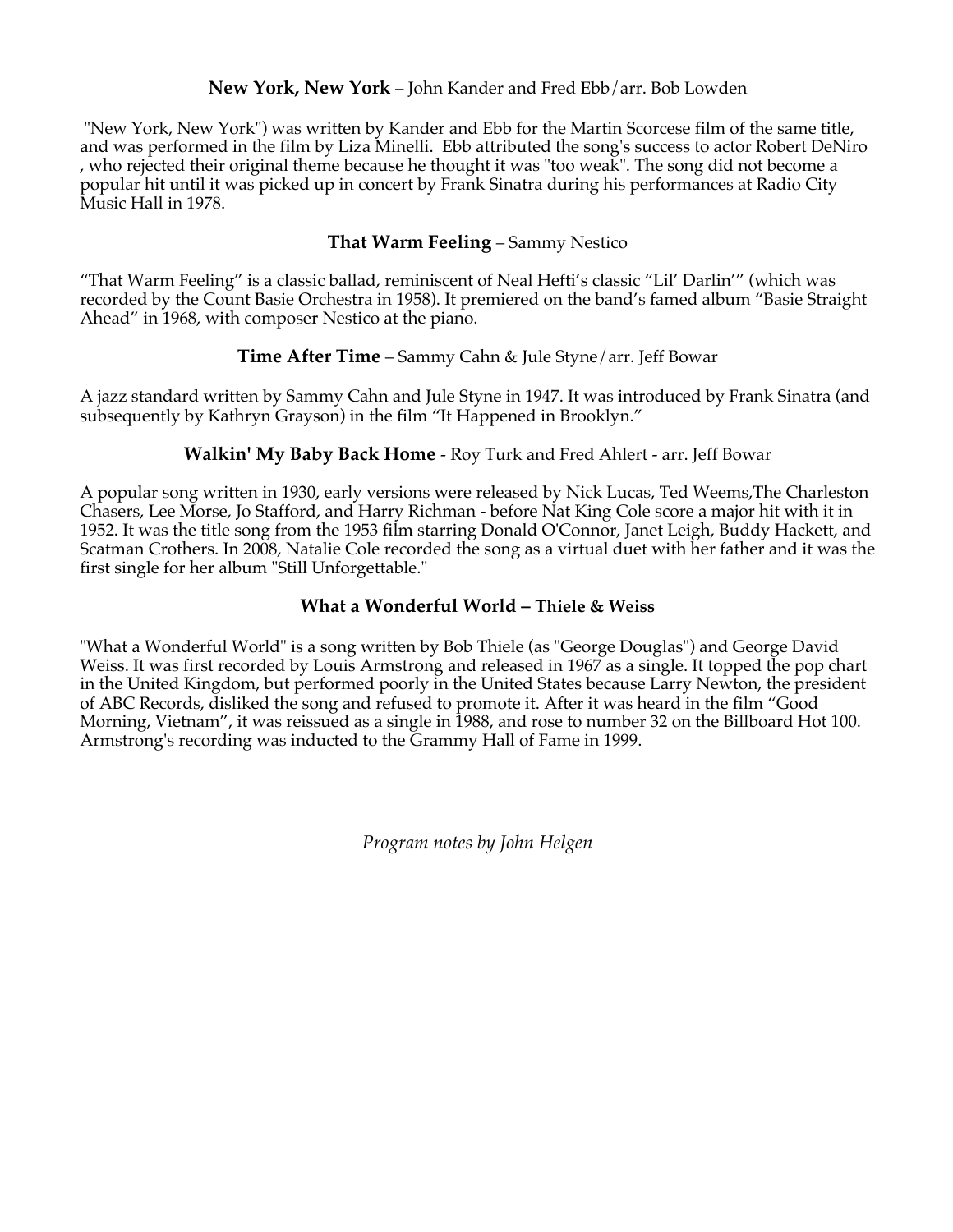**New York, New York** – John Kander and Fred Ebb/arr. Bob Lowden

"New York, New York") was written by Kander and Ebb for the Martin Scorcese film of the same title, and was performed in the film by Liza Minelli. Ebb attributed the song's success to actor Robert DeNiro , who rejected their original theme because he thought it was "too weak". The song did not become a popular hit until it was picked up in concert by Frank Sinatra during his performances at Radio City Music Hall in 1978.

**That Warm Feeling** – Sammy Nestico

"That Warm Feeling" is a classic ballad, reminiscent of Neal Hefti's classic "Lil' Darlin'" (which was recorded by the Count Basie Orchestra in 1958). It premiered on the band's famed album "Basie Straight Ahead" in 1968, with composer Nestico at the piano.

**Time After Time** – Sammy Cahn & Jule Styne/arr. Jeff Bowar

A jazz standard written by Sammy Cahn and Jule Styne in 1947. It was introduced by Frank Sinatra (and subsequently by Kathryn Grayson) in the film "It Happened in Brooklyn."

**Walkin' My Baby Back Home** - Roy Turk and Fred Ahlert - arr. Jeff Bowar

A popular song written in 1930, early versions were released by Nick Lucas, Ted Weems,The Charleston Chasers, Lee Morse, Jo Stafford, and Harry Richman - before Nat King Cole score a major hit with it in 1952. It was the title song from the 1953 film starring Donald O'Connor, Janet Leigh, Buddy Hackett, and Scatman Crothers. In 2008, Natalie Cole recorded the song as a virtual duet with her father and it was the first single for her album "Still Unforgettable."

**What a Wonderful World – Thiele & Weiss**

"What a Wonderful World" is a song written by Bob Thiele (as "George Douglas") and George David Weiss. It was first recorded by Louis Armstrong and released in 1967 as a single. It topped the pop chart in the United Kingdom, but performed poorly in the United States because Larry Newton, the president of ABC Records, disliked the song and refused to promote it. After it was heard in the film "Good Morning, Vietnam", it was reissued as a single in 1988, and rose to number 32 on the Billboard Hot 100. Armstrong's recording was inducted to the Grammy Hall of Fame in 1999.

*Program notes by John Helgen*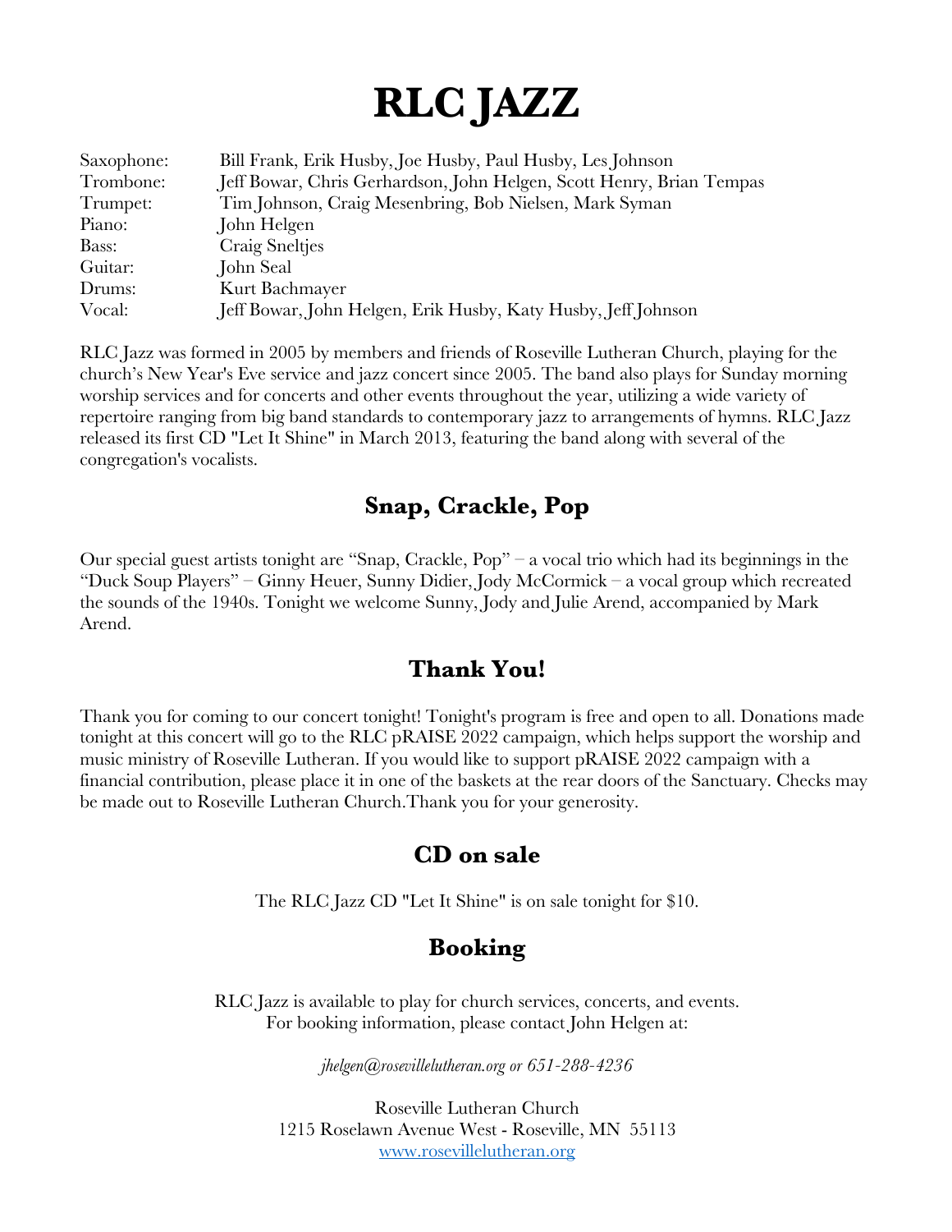# RLC JAZZ

| | |
|---|---|
| Saxophone: | Bill Frank, Erik Husby, Joe Husby, Paul Husby, Les Johnson |
| Trombone: | Jeff Bowar, Chris Gerhardson, John Helgen, Scott Henry, Brian Tempas |
| Trumpet: | Tim Johnson, Craig Mesenbring, Bob Nielsen, Mark Syman |
| Piano: | John Helgen |
| Bass: | Craig Sneltjes |
| Guitar: | John Seal |
| Drums: | Kurt Bachmayer |
| Vocal: | Jeff Bowar, John Helgen, Erik Husby, Katy Husby, Jeff Johnson |

RLC Jazz was formed in 2005 by members and friends of Roseville Lutheran Church, playing for the church's New Year's Eve service and jazz concert since 2005. The band also plays for Sunday morning worship services and for concerts and other events throughout the year, utilizing a wide variety of repertoire ranging from big band standards to contemporary jazz to arrangements of hymns. RLC Jazz released its first CD "Let It Shine" in March 2013, featuring the band along with several of the congregation's vocalists.

## Snap, Crackle, Pop

Our special guest artists tonight are "Snap, Crackle, Pop" – a vocal trio which had its beginnings in the "Duck Soup Players" – Ginny Heuer, Sunny Didier, Jody McCormick – a vocal group which recreated the sounds of the 1940s. Tonight we welcome Sunny, Jody and Julie Arend, accompanied by Mark Arend.

## Thank You!

Thank you for coming to our concert tonight! Tonight's program is free and open to all. Donations made tonight at this concert will go to the RLC pRAISE 2022 campaign, which helps support the worship and music ministry of Roseville Lutheran. If you would like to support pRAISE 2022 campaign with a financial contribution, please place it in one of the baskets at the rear doors of the Sanctuary. Checks may be made out to Roseville Lutheran Church.Thank you for your generosity.

## CD on sale

The RLC Jazz CD "Let It Shine" is on sale tonight for $10.

## Booking

RLC Jazz is available to play for church services, concerts, and events.
For booking information, please contact John Helgen at:

*jhelgen@rosevillelutheran.org or 651-288-4236*

Roseville Lutheran Church
1215 Roselawn Avenue West - Roseville, MN 55113
[www.rosevillelutheran.org](http://www.rosevillelutheran.org)